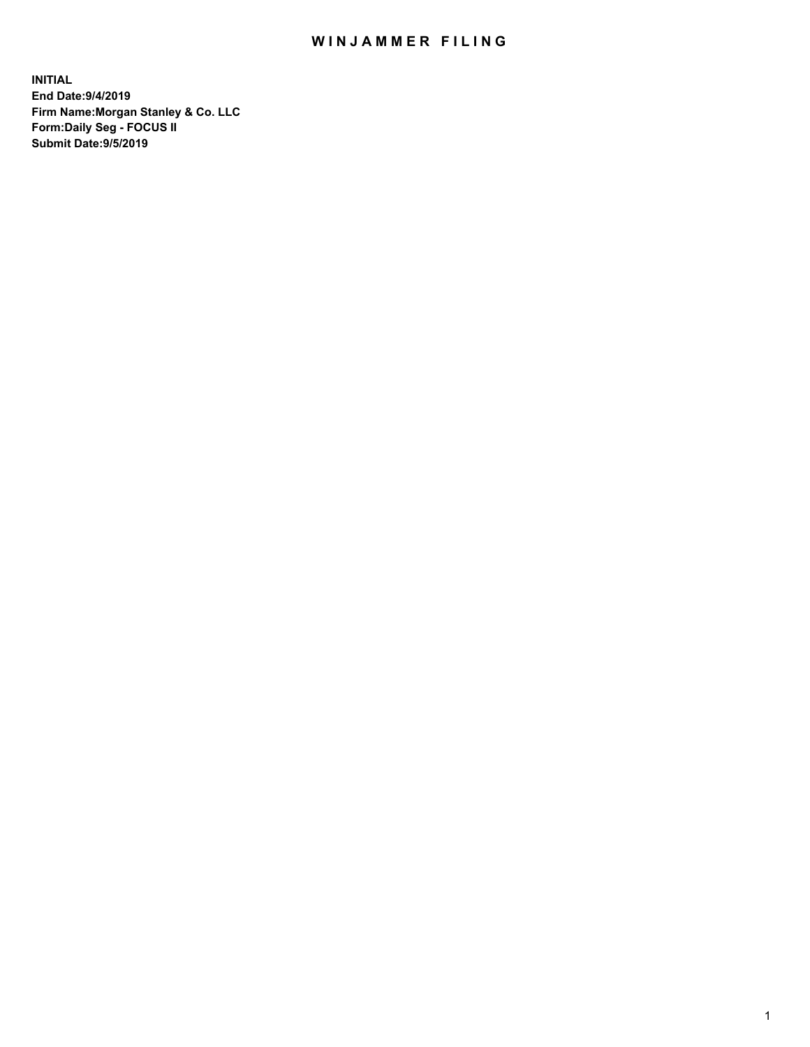# WINJAMMER FILING

**INITIAL**
**End Date:9/4/2019**
**Firm Name:Morgan Stanley & Co. LLC**
**Form:Daily Seg - FOCUS II**
**Submit Date:9/5/2019**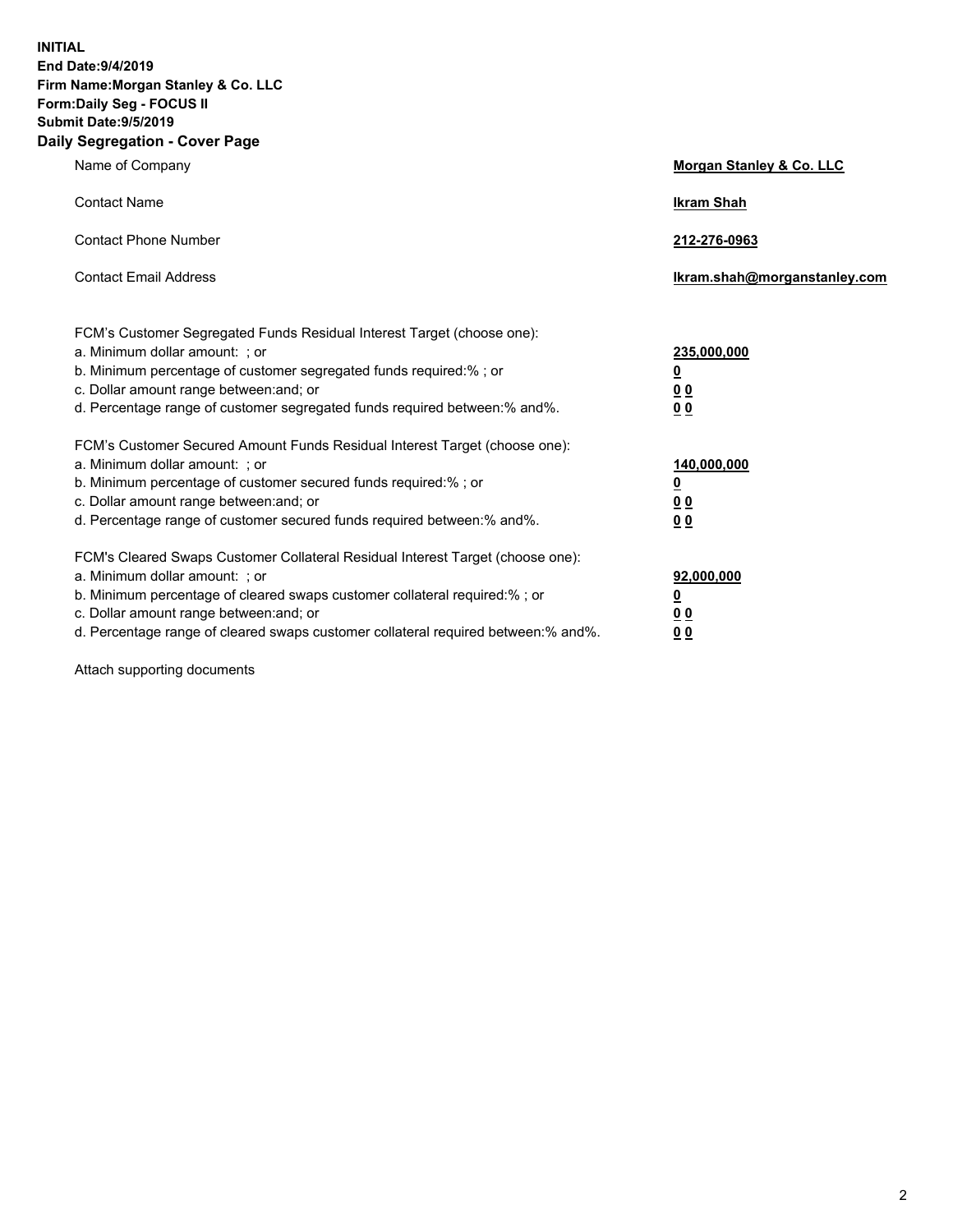**INITIAL**
**End Date:9/4/2019**
**Firm Name:Morgan Stanley & Co. LLC**
**Form:Daily Seg - FOCUS II**
**Submit Date:9/5/2019**

## Daily Segregation - Cover Page

| | |
|---|---|
| Name of Company | **Morgan Stanley & Co. LLC** |
| Contact Name | **Ikram Shah** |
| Contact Phone Number | **212-276-0963** |
| Contact Email Address | **Ikram.shah@morganstanley.com** |

| | |
|---|---|
| FCM's Customer Segregated Funds Residual Interest Target (choose one): | |
| a. Minimum dollar amount: ; or | **235,000,000** |
| b. Minimum percentage of customer segregated funds required:% ; or | **0** |
| c. Dollar amount range between:and; or | **0 0** |
| d. Percentage range of customer segregated funds required between:% and%. | **0 0** |
| FCM's Customer Secured Amount Funds Residual Interest Target (choose one): | |
| a. Minimum dollar amount: ; or | **140,000,000** |
| b. Minimum percentage of customer secured funds required:% ; or | **0** |
| c. Dollar amount range between:and; or | **0 0** |
| d. Percentage range of customer secured funds required between:% and%. | **0 0** |
| FCM's Cleared Swaps Customer Collateral Residual Interest Target (choose one): | |
| a. Minimum dollar amount: ; or | **92,000,000** |
| b. Minimum percentage of cleared swaps customer collateral required:% ; or | **0** |
| c. Dollar amount range between:and; or | **0 0** |
| d. Percentage range of cleared swaps customer collateral required between:% and%. | **0 0** |

Attach supporting documents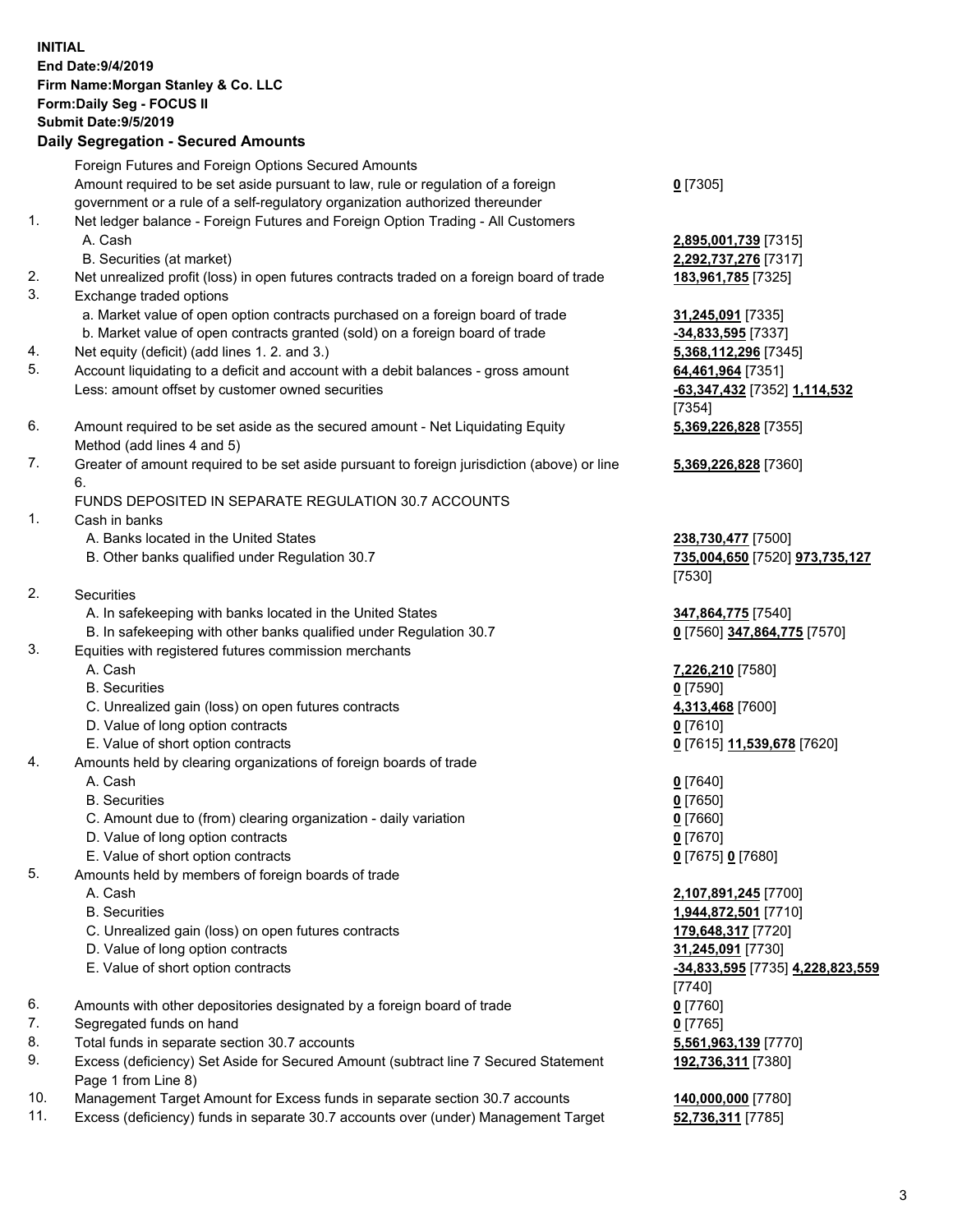**INITIAL**
**End Date:9/4/2019**
**Firm Name:Morgan Stanley & Co. LLC**
**Form:Daily Seg - FOCUS II**
**Submit Date:9/5/2019**

## Daily Segregation - Secured Amounts

| | | |
|---|---|---|
| | Foreign Futures and Foreign Options Secured Amounts | |
| | Amount required to be set aside pursuant to law, rule or regulation of a foreign government or a rule of a self-regulatory organization authorized thereunder | **0** [7305] |
| 1. | Net ledger balance - Foreign Futures and Foreign Option Trading - All Customers | |
| | A. Cash | **2,895,001,739** [7315] |
| | B. Securities (at market) | **2,292,737,276** [7317] |
| 2. | Net unrealized profit (loss) in open futures contracts traded on a foreign board of trade | **183,961,785** [7325] |
| 3. | Exchange traded options | |
| | a. Market value of open option contracts purchased on a foreign board of trade | **31,245,091** [7335] |
| | b. Market value of open contracts granted (sold) on a foreign board of trade | **-34,833,595** [7337] |
| 4. | Net equity (deficit) (add lines 1. 2. and 3.) | **5,368,112,296** [7345] |
| 5. | Account liquidating to a deficit and account with a debit balances - gross amount | **64,461,964** [7351] |
| | Less: amount offset by customer owned securities | **-63,347,432** [7352] **1,114,532** [7354] |
| 6. | Amount required to be set aside as the secured amount - Net Liquidating Equity Method (add lines 4 and 5) | **5,369,226,828** [7355] |
| 7. | Greater of amount required to be set aside pursuant to foreign jurisdiction (above) or line 6. | **5,369,226,828** [7360] |
| | FUNDS DEPOSITED IN SEPARATE REGULATION 30.7 ACCOUNTS | |
| 1. | Cash in banks | |
| | A. Banks located in the United States | **238,730,477** [7500] |
| | B. Other banks qualified under Regulation 30.7 | **735,004,650** [7520] **973,735,127** [7530] |
| 2. | Securities | |
| | A. In safekeeping with banks located in the United States | **347,864,775** [7540] |
| | B. In safekeeping with other banks qualified under Regulation 30.7 | **0** [7560] **347,864,775** [7570] |
| 3. | Equities with registered futures commission merchants | |
| | A. Cash | **7,226,210** [7580] |
| | B. Securities | **0** [7590] |
| | C. Unrealized gain (loss) on open futures contracts | **4,313,468** [7600] |
| | D. Value of long option contracts | **0** [7610] |
| | E. Value of short option contracts | **0** [7615] **11,539,678** [7620] |
| 4. | Amounts held by clearing organizations of foreign boards of trade | |
| | A. Cash | **0** [7640] |
| | B. Securities | **0** [7650] |
| | C. Amount due to (from) clearing organization - daily variation | **0** [7660] |
| | D. Value of long option contracts | **0** [7670] |
| | E. Value of short option contracts | **0** [7675] **0** [7680] |
| 5. | Amounts held by members of foreign boards of trade | |
| | A. Cash | **2,107,891,245** [7700] |
| | B. Securities | **1,944,872,501** [7710] |
| | C. Unrealized gain (loss) on open futures contracts | **179,648,317** [7720] |
| | D. Value of long option contracts | **31,245,091** [7730] |
| | E. Value of short option contracts | **-34,833,595** [7735] **4,228,823,559** [7740] |
| 6. | Amounts with other depositories designated by a foreign board of trade | **0** [7760] |
| 7. | Segregated funds on hand | **0** [7765] |
| 8. | Total funds in separate section 30.7 accounts | **5,561,963,139** [7770] |
| 9. | Excess (deficiency) Set Aside for Secured Amount (subtract line 7 Secured Statement Page 1 from Line 8) | **192,736,311** [7380] |
| 10. | Management Target Amount for Excess funds in separate section 30.7 accounts | **140,000,000** [7780] |
| 11. | Excess (deficiency) funds in separate 30.7 accounts over (under) Management Target | **52,736,311** [7785] |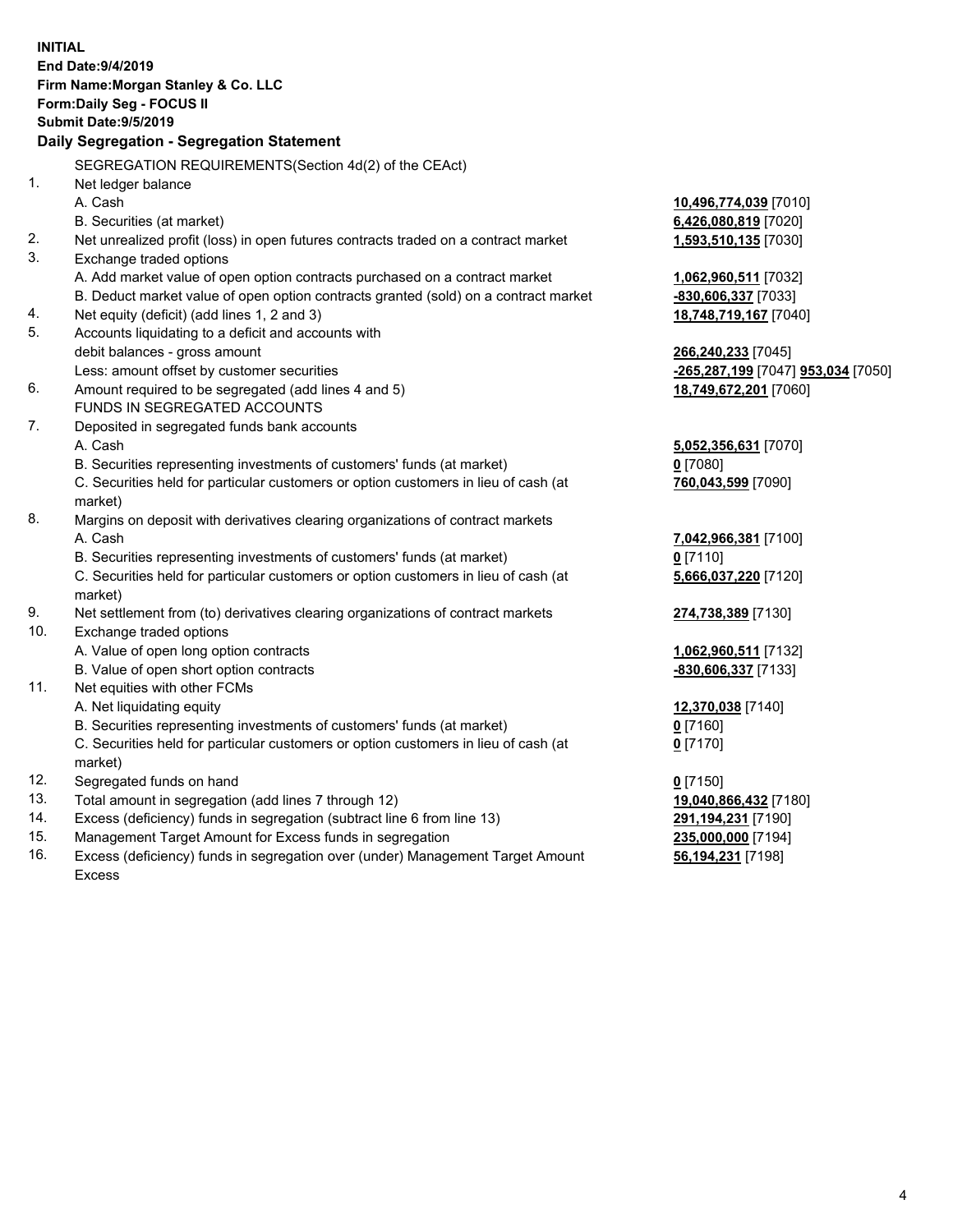**INITIAL**
**End Date:9/4/2019**
**Firm Name:Morgan Stanley & Co. LLC**
**Form:Daily Seg - FOCUS II**
**Submit Date:9/5/2019**

**Daily Segregation - Segregation Statement**

| | | |
|---|---|---|
| | SEGREGATION REQUIREMENTS(Section 4d(2) of the CEAct) | |
| 1. | Net ledger balance | |
| | A. Cash | **10,496,774,039** [7010] |
| | B. Securities (at market) | **6,426,080,819** [7020] |
| 2. | Net unrealized profit (loss) in open futures contracts traded on a contract market | **1,593,510,135** [7030] |
| 3. | Exchange traded options | |
| | A. Add market value of open option contracts purchased on a contract market | **1,062,960,511** [7032] |
| | B. Deduct market value of open option contracts granted (sold) on a contract market | **-830,606,337** [7033] |
| 4. | Net equity (deficit) (add lines 1, 2 and 3) | **18,748,719,167** [7040] |
| 5. | Accounts liquidating to a deficit and accounts with debit balances - gross amount | **266,240,233** [7045] |
| | Less: amount offset by customer securities | **-265,287,199** [7047] **953,034** [7050] |
| 6. | Amount required to be segregated (add lines 4 and 5) | **18,749,672,201** [7060] |
| | FUNDS IN SEGREGATED ACCOUNTS | |
| 7. | Deposited in segregated funds bank accounts | |
| | A. Cash | **5,052,356,631** [7070] |
| | B. Securities representing investments of customers' funds (at market) | **0** [7080] |
| | C. Securities held for particular customers or option customers in lieu of cash (at market) | **760,043,599** [7090] |
| 8. | Margins on deposit with derivatives clearing organizations of contract markets | |
| | A. Cash | **7,042,966,381** [7100] |
| | B. Securities representing investments of customers' funds (at market) | **0** [7110] |
| | C. Securities held for particular customers or option customers in lieu of cash (at market) | **5,666,037,220** [7120] |
| 9. | Net settlement from (to) derivatives clearing organizations of contract markets | **274,738,389** [7130] |
| 10. | Exchange traded options | |
| | A. Value of open long option contracts | **1,062,960,511** [7132] |
| | B. Value of open short option contracts | **-830,606,337** [7133] |
| 11. | Net equities with other FCMs | |
| | A. Net liquidating equity | **12,370,038** [7140] |
| | B. Securities representing investments of customers' funds (at market) | **0** [7160] |
| | C. Securities held for particular customers or option customers in lieu of cash (at market) | **0** [7170] |
| 12. | Segregated funds on hand | **0** [7150] |
| 13. | Total amount in segregation (add lines 7 through 12) | **19,040,866,432** [7180] |
| 14. | Excess (deficiency) funds in segregation (subtract line 6 from line 13) | **291,194,231** [7190] |
| 15. | Management Target Amount for Excess funds in segregation | **235,000,000** [7194] |
| 16. | Excess (deficiency) funds in segregation over (under) Management Target Amount Excess | **56,194,231** [7198] |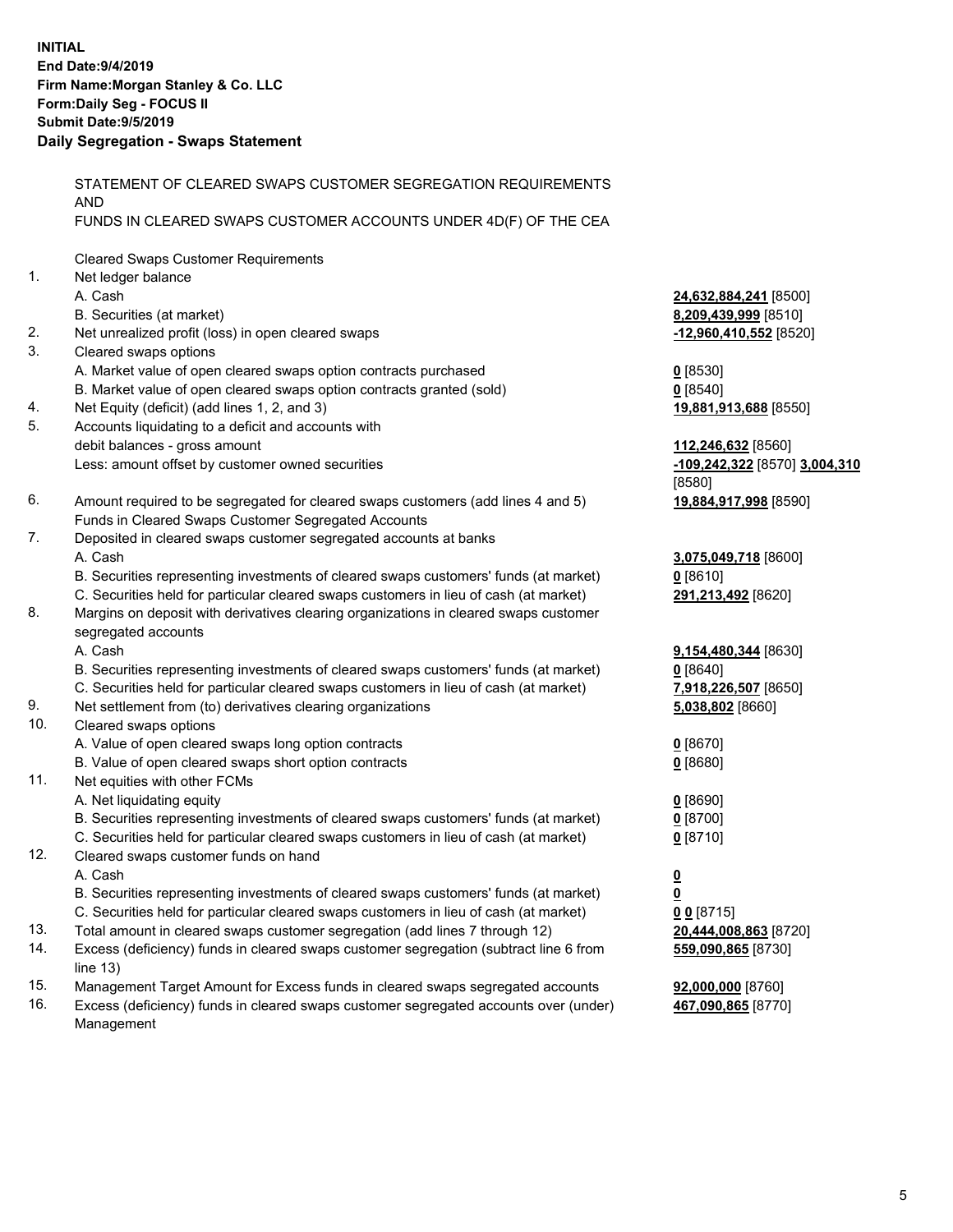**INITIAL**
**End Date:9/4/2019**
**Firm Name:Morgan Stanley & Co. LLC**
**Form:Daily Seg - FOCUS II**
**Submit Date:9/5/2019**
**Daily Segregation - Swaps Statement**

STATEMENT OF CLEARED SWAPS CUSTOMER SEGREGATION REQUIREMENTS AND
FUNDS IN CLEARED SWAPS CUSTOMER ACCOUNTS UNDER 4D(F) OF THE CEA

| | | |
|---|---|---|
| | Cleared Swaps Customer Requirements | |
| 1. | Net ledger balance | |
| | A. Cash | **24,632,884,241** [8500] |
| | B. Securities (at market) | **8,209,439,999** [8510] |
| 2. | Net unrealized profit (loss) in open cleared swaps | **-12,960,410,552** [8520] |
| 3. | Cleared swaps options | |
| | A. Market value of open cleared swaps option contracts purchased | **0** [8530] |
| | B. Market value of open cleared swaps option contracts granted (sold) | **0** [8540] |
| 4. | Net Equity (deficit) (add lines 1, 2, and 3) | **19,881,913,688** [8550] |
| 5. | Accounts liquidating to a deficit and accounts with debit balances - gross amount | **112,246,632** [8560] |
| | Less: amount offset by customer owned securities | **-109,242,322** [8570] **3,004,310** [8580] |
| 6. | Amount required to be segregated for cleared swaps customers (add lines 4 and 5) | **19,884,917,998** [8590] |
| | Funds in Cleared Swaps Customer Segregated Accounts | |
| 7. | Deposited in cleared swaps customer segregated accounts at banks | |
| | A. Cash | **3,075,049,718** [8600] |
| | B. Securities representing investments of cleared swaps customers' funds (at market) | **0** [8610] |
| | C. Securities held for particular cleared swaps customers in lieu of cash (at market) | **291,213,492** [8620] |
| 8. | Margins on deposit with derivatives clearing organizations in cleared swaps customer segregated accounts | |
| | A. Cash | **9,154,480,344** [8630] |
| | B. Securities representing investments of cleared swaps customers' funds (at market) | **0** [8640] |
| | C. Securities held for particular cleared swaps customers in lieu of cash (at market) | **7,918,226,507** [8650] |
| 9. | Net settlement from (to) derivatives clearing organizations | **5,038,802** [8660] |
| 10. | Cleared swaps options | |
| | A. Value of open cleared swaps long option contracts | **0** [8670] |
| | B. Value of open cleared swaps short option contracts | **0** [8680] |
| 11. | Net equities with other FCMs | |
| | A. Net liquidating equity | **0** [8690] |
| | B. Securities representing investments of cleared swaps customers' funds (at market) | **0** [8700] |
| | C. Securities held for particular cleared swaps customers in lieu of cash (at market) | **0** [8710] |
| 12. | Cleared swaps customer funds on hand | |
| | A. Cash | **0** |
| | B. Securities representing investments of cleared swaps customers' funds (at market) | **0** |
| | C. Securities held for particular cleared swaps customers in lieu of cash (at market) | **0** **0** [8715] |
| 13. | Total amount in cleared swaps customer segregation (add lines 7 through 12) | **20,444,008,863** [8720] |
| 14. | Excess (deficiency) funds in cleared swaps customer segregation (subtract line 6 from line 13) | **559,090,865** [8730] |
| 15. | Management Target Amount for Excess funds in cleared swaps segregated accounts | **92,000,000** [8760] |
| 16. | Excess (deficiency) funds in cleared swaps customer segregated accounts over (under) Management | **467,090,865** [8770] |